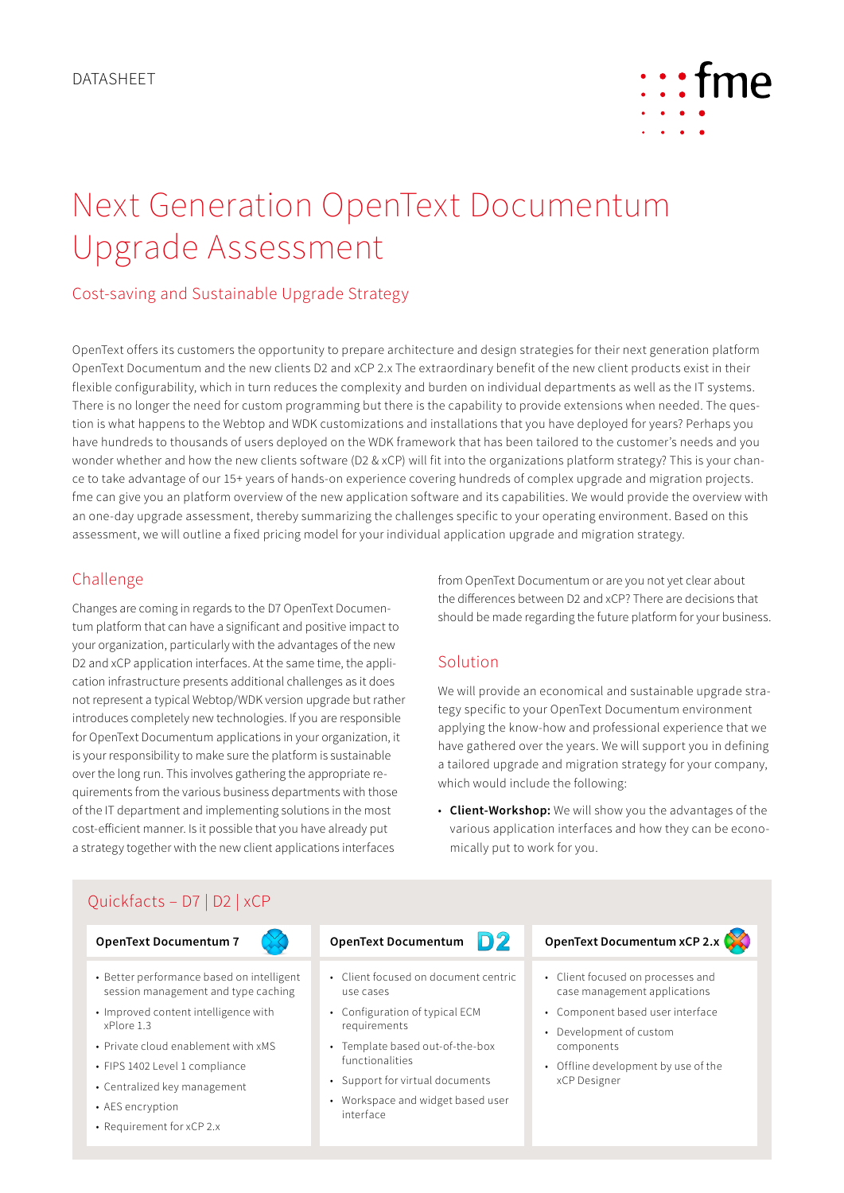DATASHEET

# Next Generation OpenText Documentum Upgrade Assessment

## Cost-saving and Sustainable Upgrade Strategy

OpenText offers its customers the opportunity to prepare architecture and design strategies for their next generation platform OpenText Documentum and the new clients D2 and xCP 2.x The extraordinary benefit of the new client products exist in their flexible configurability, which in turn reduces the complexity and burden on individual departments as well as the IT systems. There is no longer the need for custom programming but there is the capability to provide extensions when needed. The question is what happens to the Webtop and WDK customizations and installations that you have deployed for years? Perhaps you have hundreds to thousands of users deployed on the WDK framework that has been tailored to the customer's needs and you wonder whether and how the new clients software (D2 & xCP) will fit into the organizations platform strategy? This is your chance to take advantage of our 15+ years of hands-on experience covering hundreds of complex upgrade and migration projects. fme can give you an platform overview of the new application software and its capabilities. We would provide the overview with an one-day upgrade assessment, thereby summarizing the challenges specific to your operating environment. Based on this assessment, we will outline a fixed pricing model for your individual application upgrade and migration strategy.

## Challenge

Changes are coming in regards to the D7 OpenText Documentum platform that can have a significant and positive impact to your organization, particularly with the advantages of the new D2 and xCP application interfaces. At the same time, the application infrastructure presents additional challenges as it does not represent a typical Webtop/WDK version upgrade but rather introduces completely new technologies. If you are responsible for OpenText Documentum applications in your organization, it is your responsibility to make sure the platform is sustainable over the long run. This involves gathering the appropriate requirements from the various business departments with those of the IT department and implementing solutions in the most cost-efficient manner. Is it possible that you have already put a strategy together with the new client applications interfaces from OpenText Documentum or are you not yet clear about the differences between D2 and xCP? There are decisions that should be made regarding the future platform for your business.

## Solution

We will provide an economical and sustainable upgrade strategy specific to your OpenText Documentum environment applying the know-how and professional experience that we have gathered over the years. We will support you in defining a tailored upgrade and migration strategy for your company, which would include the following:

- **Client-Workshop:** We will show you the advantages of the various application interfaces and how they can be economically put to work for you.

## Quickfacts – D7 | D2 | xCP

**OpenText Documentum 7**

- Better performance based on intelligent session management and type caching
- Improved content intelligence with xPlore 1.3
- Private cloud enablement with xMS
- FIPS 1402 Level 1 compliance
- Centralized key management
- AES encryption
- Requirement for xCP 2.x

**OpenText Documentum D2**

- Client focused on document centric use cases
- Configuration of typical ECM requirements
- Template based out-of-the-box functionalities
- Support for virtual documents
- Workspace and widget based user interface

**OpenText Documentum xCP 2.x**

- Client focused on processes and case management applications
- Component based user interface
- Development of custom components
- Offline development by use of the xCP Designer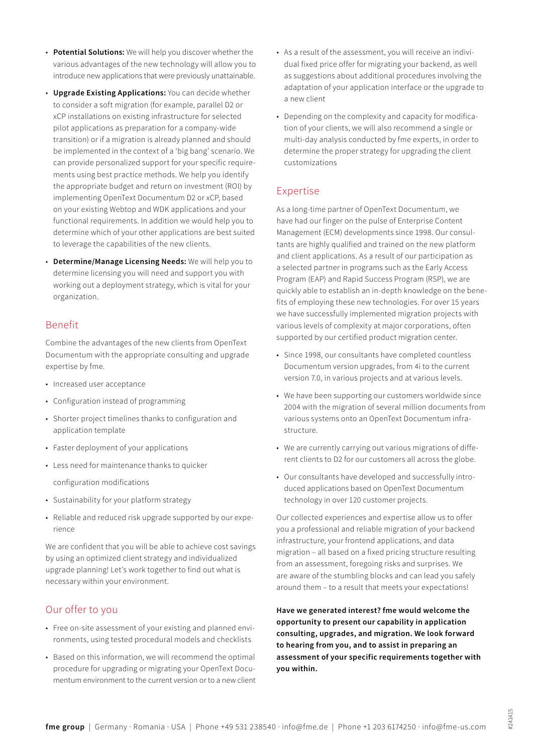- **Potential Solutions:** We will help you discover whether the various advantages of the new technology will allow you to introduce new applications that were previously unattainable.
- **Upgrade Existing Applications:** You can decide whether to consider a soft migration (for example, parallel D2 or xCP installations on existing infrastructure for selected pilot applications as preparation for a company-wide transition) or if a migration is already planned and should be implemented in the context of a 'big bang' scenario. We can provide personalized support for your specific requirements using best practice methods. We help you identify the appropriate budget and return on investment (ROI) by implementing OpenText Documentum D2 or xCP, based on your existing Webtop and WDK applications and your functional requirements. In addition we would help you to determine which of your other applications are best suited to leverage the capabilities of the new clients.
- **Determine/Manage Licensing Needs:** We will help you to determine licensing you will need and support you with working out a deployment strategy, which is vital for your organization.

## Benefit

Combine the advantages of the new clients from OpenText Documentum with the appropriate consulting and upgrade expertise by fme.

- Increased user acceptance
- Configuration instead of programming
- Shorter project timelines thanks to configuration and application template
- Faster deployment of your applications
- Less need for maintenance thanks to quicker configuration modifications
- Sustainability for your platform strategy
- Reliable and reduced risk upgrade supported by our experience

We are confident that you will be able to achieve cost savings by using an optimized client strategy and individualized upgrade planning! Let's work together to find out what is necessary within your environment.

## Our offer to you

- Free on-site assessment of your existing and planned environments, using tested procedural models and checklists
- Based on this information, we will recommend the optimal procedure for upgrading or migrating your OpenText Documentum environment to the current version or to a new client
- As a result of the assessment, you will receive an individual fixed price offer for migrating your backend, as well as suggestions about additional procedures involving the adaptation of your application interface or the upgrade to a new client
- Depending on the complexity and capacity for modification of your clients, we will also recommend a single or multi-day analysis conducted by fme experts, in order to determine the proper strategy for upgrading the client customizations

## Expertise

As a long-time partner of OpenText Documentum, we have had our finger on the pulse of Enterprise Content Management (ECM) developments since 1998. Our consultants are highly qualified and trained on the new platform and client applications. As a result of our participation as a selected partner in programs such as the Early Access Program (EAP) and Rapid Success Program (RSP), we are quickly able to establish an in-depth knowledge on the benefits of employing these new technologies. For over 15 years we have successfully implemented migration projects with various levels of complexity at major corporations, often supported by our certified product migration center.

- Since 1998, our consultants have completed countless Documentum version upgrades, from 4i to the current version 7.0, in various projects and at various levels.
- We have been supporting our customers worldwide since 2004 with the migration of several million documents from various systems onto an OpenText Documentum infrastructure.
- We are currently carrying out various migrations of different clients to D2 for our customers all across the globe.
- Our consultants have developed and successfully introduced applications based on OpenText Documentum technology in over 120 customer projects.

Our collected experiences and expertise allow us to offer you a professional and reliable migration of your backend infrastructure, your frontend applications, and data migration – all based on a fixed pricing structure resulting from an assessment, foregoing risks and surprises. We are aware of the stumbling blocks and can lead you safely around them – to a result that meets your expectations!

**Have we generated interest? fme would welcome the opportunity to present our capability in application consulting, upgrades, and migration. We look forward to hearing from you, and to assist in preparing an assessment of your specific requirements together with you within.**

**fme group** | Germany · Romania · USA | Phone +49 531 238540 · info@fme.de | Phone +1 203 6174250 · info@fme-us.com

#241415